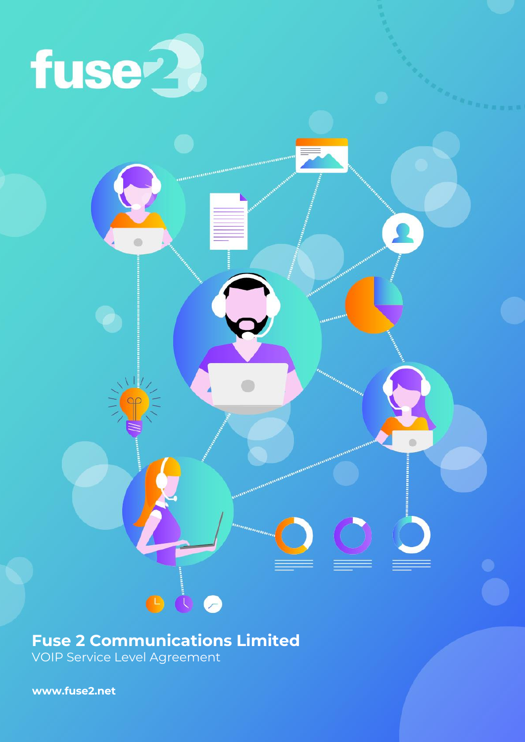fuse2

# Fuse 2 Communications Limited

VOIP Service Level Agreement

**www.fuse2.net**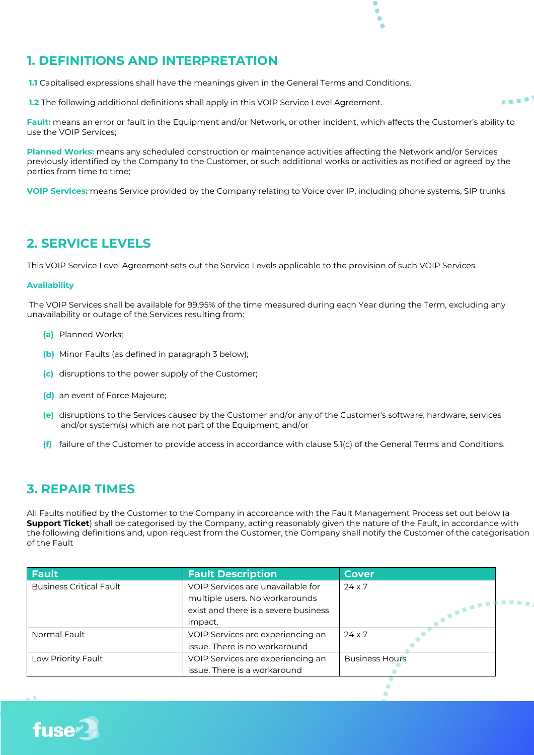## 1. DEFINITIONS AND INTERPRETATION

**1.1** Capitalised expressions shall have the meanings given in the General Terms and Conditions.

**1.2** The following additional definitions shall apply in this VOIP Service Level Agreement.

**Fault:** means an error or fault in the Equipment and/or Network, or other incident, which affects the Customer's ability to use the VOIP Services;

**Planned Works:** means any scheduled construction or maintenance activities affecting the Network and/or Services previously identified by the Company to the Customer, or such additional works or activities as notified or agreed by the parties from time to time;

**VOIP Services:** means Service provided by the Company relating to Voice over IP, including phone systems, SIP trunks

## 2. SERVICE LEVELS

This VOIP Service Level Agreement sets out the Service Levels applicable to the provision of such VOIP Services.

**Availability**

The VOIP Services shall be available for 99.95% of the time measured during each Year during the Term, excluding any unavailability or outage of the Services resulting from:

- **(a)** Planned Works;
- **(b)** Minor Faults (as defined in paragraph 3 below);
- **(c)** disruptions to the power supply of the Customer;
- **(d)** an event of Force Majeure;
- **(e)** disruptions to the Services caused by the Customer and/or any of the Customer's software, hardware, services and/or system(s) which are not part of the Equipment; and/or
- **(f)** failure of the Customer to provide access in accordance with clause 5.1(c) of the General Terms and Conditions.

## 3. REPAIR TIMES

All Faults notified by the Customer to the Company in accordance with the Fault Management Process set out below (a **Support Ticket**) shall be categorised by the Company, acting reasonably given the nature of the Fault, in accordance with the following definitions and, upon request from the Customer, the Company shall notify the Customer of the categorisation of the Fault

| Fault | Fault Description | Cover |
|---|---|---|
| Business Critical Fault | VOIP Services are unavailable for multiple users. No workarounds exist and there is a severe business impact. | 24 x 7 |
| Normal Fault | VOIP Services are experiencing an issue. There is no workaround | 24 x 7 |
| Low Priority Fault | VOIP Services are experiencing an issue. There is a workaround | Business Hours |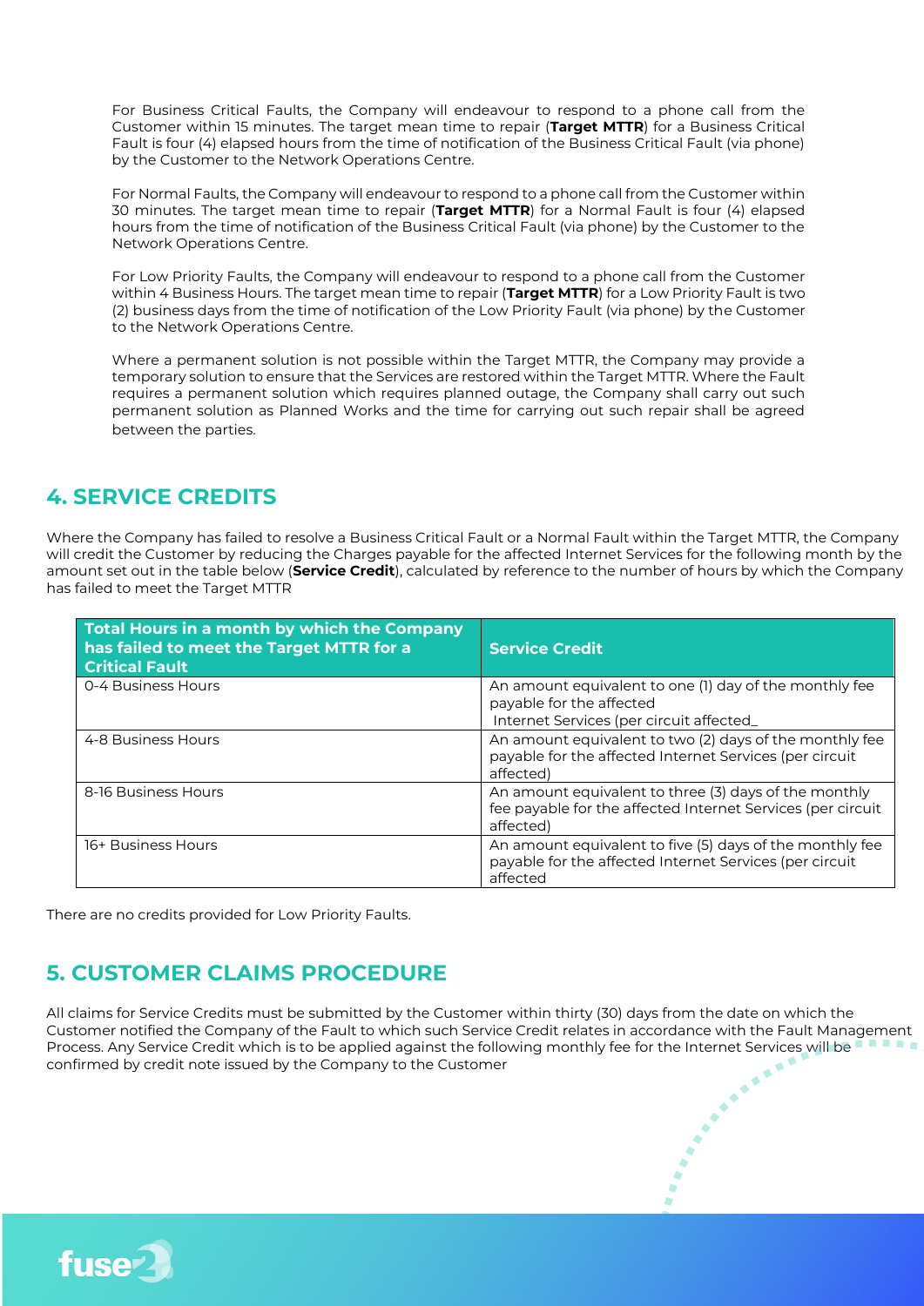For Business Critical Faults, the Company will endeavour to respond to a phone call from the Customer within 15 minutes. The target mean time to repair (**Target MTTR**) for a Business Critical Fault is four (4) elapsed hours from the time of notification of the Business Critical Fault (via phone) by the Customer to the Network Operations Centre.

For Normal Faults, the Company will endeavour to respond to a phone call from the Customer within 30 minutes. The target mean time to repair (**Target MTTR**) for a Normal Fault is four (4) elapsed hours from the time of notification of the Business Critical Fault (via phone) by the Customer to the Network Operations Centre.

For Low Priority Faults, the Company will endeavour to respond to a phone call from the Customer within 4 Business Hours. The target mean time to repair (**Target MTTR**) for a Low Priority Fault is two (2) business days from the time of notification of the Low Priority Fault (via phone) by the Customer to the Network Operations Centre.

Where a permanent solution is not possible within the Target MTTR, the Company may provide a temporary solution to ensure that the Services are restored within the Target MTTR. Where the Fault requires a permanent solution which requires planned outage, the Company shall carry out such permanent solution as Planned Works and the time for carrying out such repair shall be agreed between the parties.

## 4. SERVICE CREDITS

Where the Company has failed to resolve a Business Critical Fault or a Normal Fault within the Target MTTR, the Company will credit the Customer by reducing the Charges payable for the affected Internet Services for the following month by the amount set out in the table below (**Service Credit**), calculated by reference to the number of hours by which the Company has failed to meet the Target MTTR

| Total Hours in a month by which the Company has failed to meet the Target MTTR for a Critical Fault | Service Credit |
|---|---|
| 0-4 Business Hours | An amount equivalent to one (1) day of the monthly fee payable for the affected Internet Services (per circuit affected_ |
| 4-8 Business Hours | An amount equivalent to two (2) days of the monthly fee payable for the affected Internet Services (per circuit affected) |
| 8-16 Business Hours | An amount equivalent to three (3) days of the monthly fee payable for the affected Internet Services (per circuit affected) |
| 16+ Business Hours | An amount equivalent to five (5) days of the monthly fee payable for the affected Internet Services (per circuit affected |

There are no credits provided for Low Priority Faults.

## 5. CUSTOMER CLAIMS PROCEDURE

All claims for Service Credits must be submitted by the Customer within thirty (30) days from the date on which the Customer notified the Company of the Fault to which such Service Credit relates in accordance with the Fault Management Process. Any Service Credit which is to be applied against the following monthly fee for the Internet Services will be confirmed by credit note issued by the Company to the Customer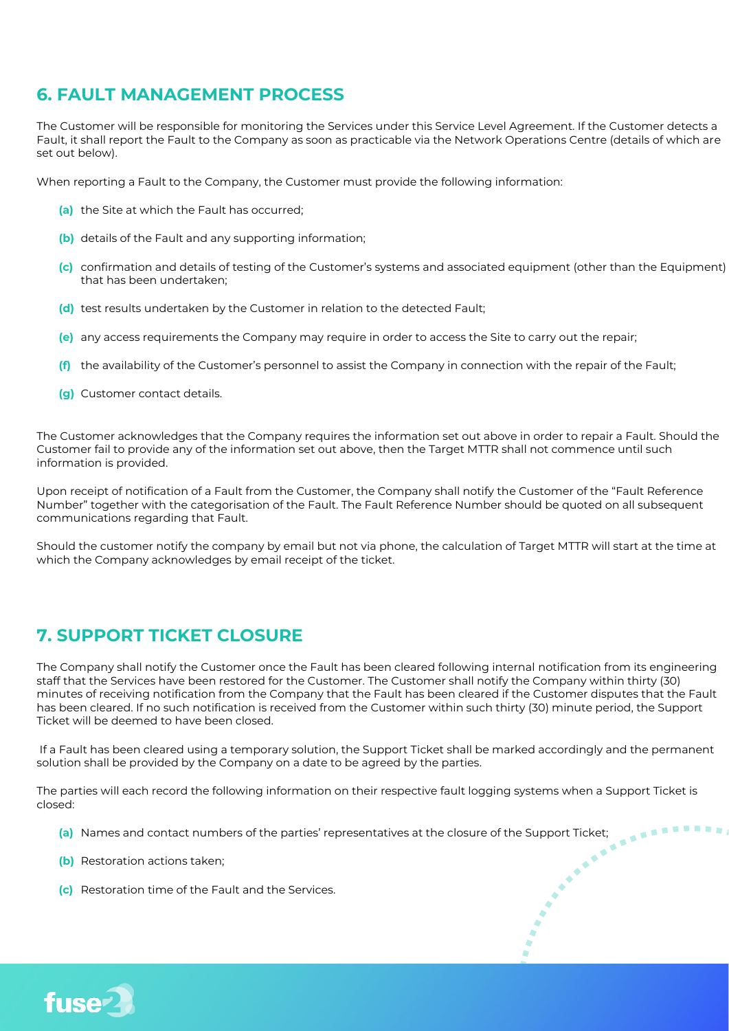## 6. FAULT MANAGEMENT PROCESS

The Customer will be responsible for monitoring the Services under this Service Level Agreement. If the Customer detects a Fault, it shall report the Fault to the Company as soon as practicable via the Network Operations Centre (details of which are set out below).

When reporting a Fault to the Company, the Customer must provide the following information:

- **(a)** the Site at which the Fault has occurred;
- **(b)** details of the Fault and any supporting information;
- **(c)** confirmation and details of testing of the Customer's systems and associated equipment (other than the Equipment) that has been undertaken;
- **(d)** test results undertaken by the Customer in relation to the detected Fault;
- **(e)** any access requirements the Company may require in order to access the Site to carry out the repair;
- **(f)** the availability of the Customer's personnel to assist the Company in connection with the repair of the Fault;
- **(g)** Customer contact details.

The Customer acknowledges that the Company requires the information set out above in order to repair a Fault. Should the Customer fail to provide any of the information set out above, then the Target MTTR shall not commence until such information is provided.

Upon receipt of notification of a Fault from the Customer, the Company shall notify the Customer of the "Fault Reference Number" together with the categorisation of the Fault. The Fault Reference Number should be quoted on all subsequent communications regarding that Fault.

Should the customer notify the company by email but not via phone, the calculation of Target MTTR will start at the time at which the Company acknowledges by email receipt of the ticket.

## 7. SUPPORT TICKET CLOSURE

The Company shall notify the Customer once the Fault has been cleared following internal notification from its engineering staff that the Services have been restored for the Customer. The Customer shall notify the Company within thirty (30) minutes of receiving notification from the Company that the Fault has been cleared if the Customer disputes that the Fault has been cleared. If no such notification is received from the Customer within such thirty (30) minute period, the Support Ticket will be deemed to have been closed.

If a Fault has been cleared using a temporary solution, the Support Ticket shall be marked accordingly and the permanent solution shall be provided by the Company on a date to be agreed by the parties.

The parties will each record the following information on their respective fault logging systems when a Support Ticket is closed:

- **(a)** Names and contact numbers of the parties' representatives at the closure of the Support Ticket;
- **(b)** Restoration actions taken;
- **(c)** Restoration time of the Fault and the Services.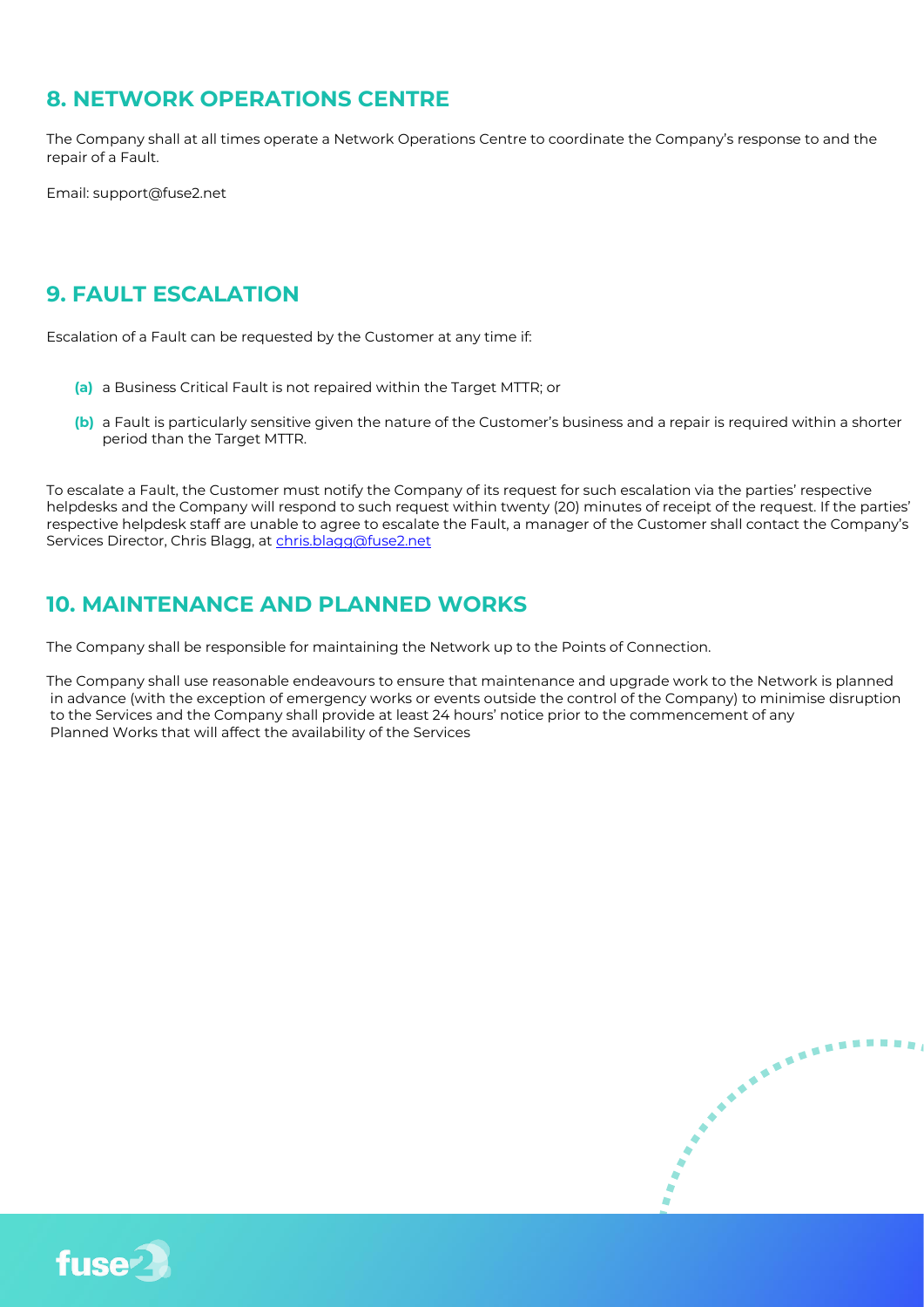## 8. NETWORK OPERATIONS CENTRE

The Company shall at all times operate a Network Operations Centre to coordinate the Company's response to and the repair of a Fault.

Email: support@fuse2.net

## 9. FAULT ESCALATION

Escalation of a Fault can be requested by the Customer at any time if:

- **(a)** a Business Critical Fault is not repaired within the Target MTTR; or
- **(b)** a Fault is particularly sensitive given the nature of the Customer's business and a repair is required within a shorter period than the Target MTTR.

To escalate a Fault, the Customer must notify the Company of its request for such escalation via the parties' respective helpdesks and the Company will respond to such request within twenty (20) minutes of receipt of the request. If the parties' respective helpdesk staff are unable to agree to escalate the Fault, a manager of the Customer shall contact the Company's Services Director, Chris Blagg, at chris.blagg@fuse2.net

## 10. MAINTENANCE AND PLANNED WORKS

The Company shall be responsible for maintaining the Network up to the Points of Connection.

The Company shall use reasonable endeavours to ensure that maintenance and upgrade work to the Network is planned in advance (with the exception of emergency works or events outside the control of the Company) to minimise disruption to the Services and the Company shall provide at least 24 hours' notice prior to the commencement of any Planned Works that will affect the availability of the Services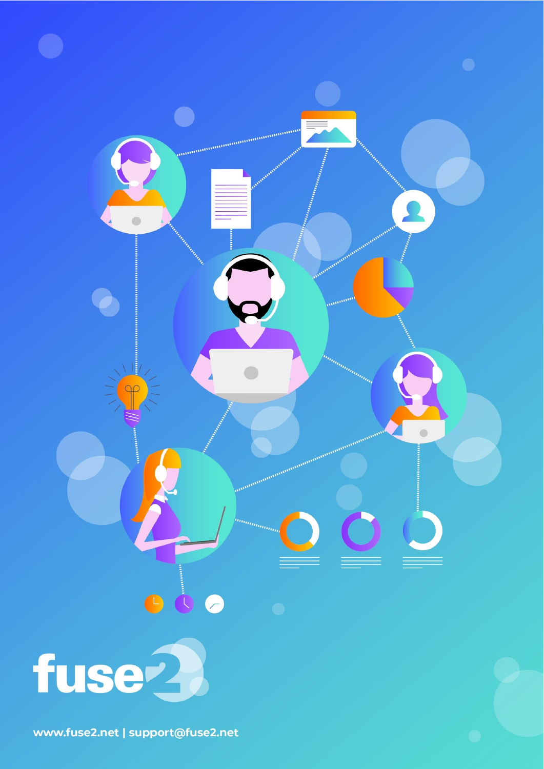fuse2

www.fuse2.net | support@fuse2.net